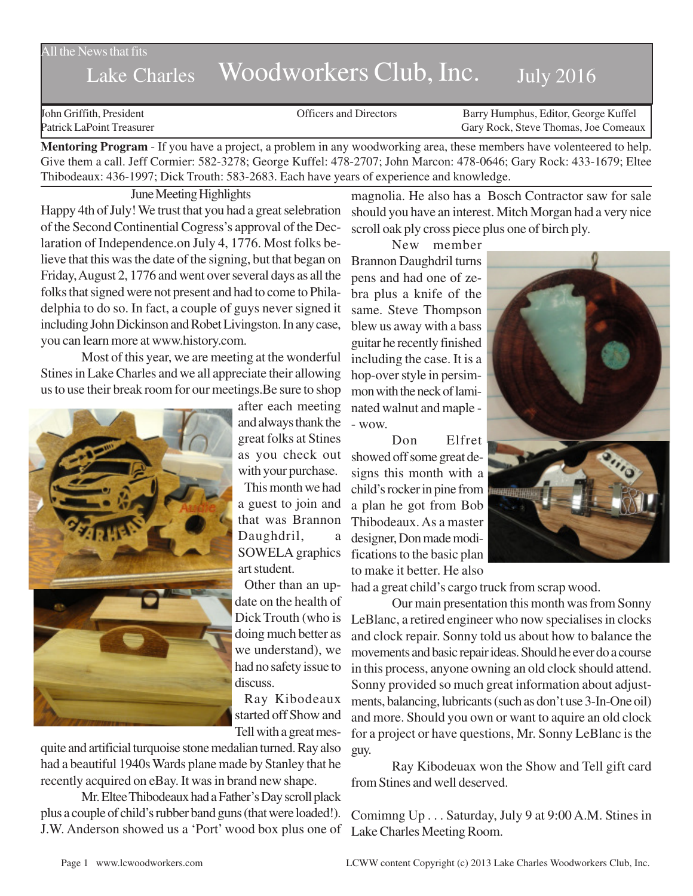All the News that fits

# Lake Charles Woodworkers Club, Inc. July 2016

John Griffith, President
Patrick LaPoint Treasurer

Officers and Directors

Barry Humphus, Editor, George Kuffel
Gary Rock, Steve Thomas, Joe Comeaux

**Mentoring Program** - If you have a project, a problem in any woodworking area, these members have volenteered to help. Give them a call. Jeff Cormier: 582-3278; George Kuffel: 478-2707; John Marcon: 478-0646; Gary Rock: 433-1679; Eltee Thibodeaux: 436-1997; Dick Trouth: 583-2683. Each have years of experience and knowledge.

## June Meeting Highlights

Happy 4th of July! We trust that you had a great selebration of the Second Continential Cogress's approval of the Declaration of Independence.on July 4, 1776. Most folks believe that this was the date of the signing, but that began on Friday, August 2, 1776 and went over several days as all the folks that signed were not present and had to come to Philadelphia to do so. In fact, a couple of guys never signed it including John Dickinson and Robet Livingston. In any case, you can learn more at www.history.com.

Most of this year, we are meeting at the wonderful Stines in Lake Charles and we all appreciate their allowing us to use their break room for our meetings.Be sure to shop after each meeting and always thank the great folks at Stines as you check out with your purchase.

This month we had a guest to join and that was Brannon Daughdril, a SOWELA graphics art student.

Other than an update on the health of Dick Trouth (who is doing much better as we understand), we had no safety issue to discuss.

Ray Kibodeaux started off Show and Tell with a great mesquite and artificial turquoise stone medalian turned. Ray also had a beautiful 1940s Wards plane made by Stanley that he recently acquired on eBay. It was in brand new shape.

Mr. Eltee Thibodeaux had a Father's Day scroll plack plus a couple of child's rubber band guns (that were loaded!). J.W. Anderson showed us a 'Port' wood box plus one of magnolia. He also has a Bosch Contractor saw for sale should you have an interest. Mitch Morgan had a very nice scroll oak ply cross piece plus one of birch ply.

New member Brannon Daughdril turns pens and had one of zebra plus a knife of the same. Steve Thompson blew us away with a bass guitar he recently finished including the case. It is a hop-over style in persimmon with the neck of laminated walnut and maple -- wow.

Don Elfret showed off some great designs this month with a child's rocker in pine from a plan he got from Bob Thibodeaux. As a master designer, Don made modifications to the basic plan to make it better. He also had a great child's cargo truck from scrap wood.

Our main presentation this month was from Sonny LeBlanc, a retired engineer who now specialises in clocks and clock repair. Sonny told us about how to balance the movements and basic repair ideas. Should he ever do a course in this process, anyone owning an old clock should attend. Sonny provided so much great information about adjustments, balancing, lubricants (such as don't use 3-In-One oil) and more. Should you own or want to aquire an old clock for a project or have questions, Mr. Sonny LeBlanc is the guy.

Ray Kibodeuax won the Show and Tell gift card from Stines and well deserved.

Comimng Up . . . Saturday, July 9 at 9:00 A.M. Stines in Lake Charles Meeting Room.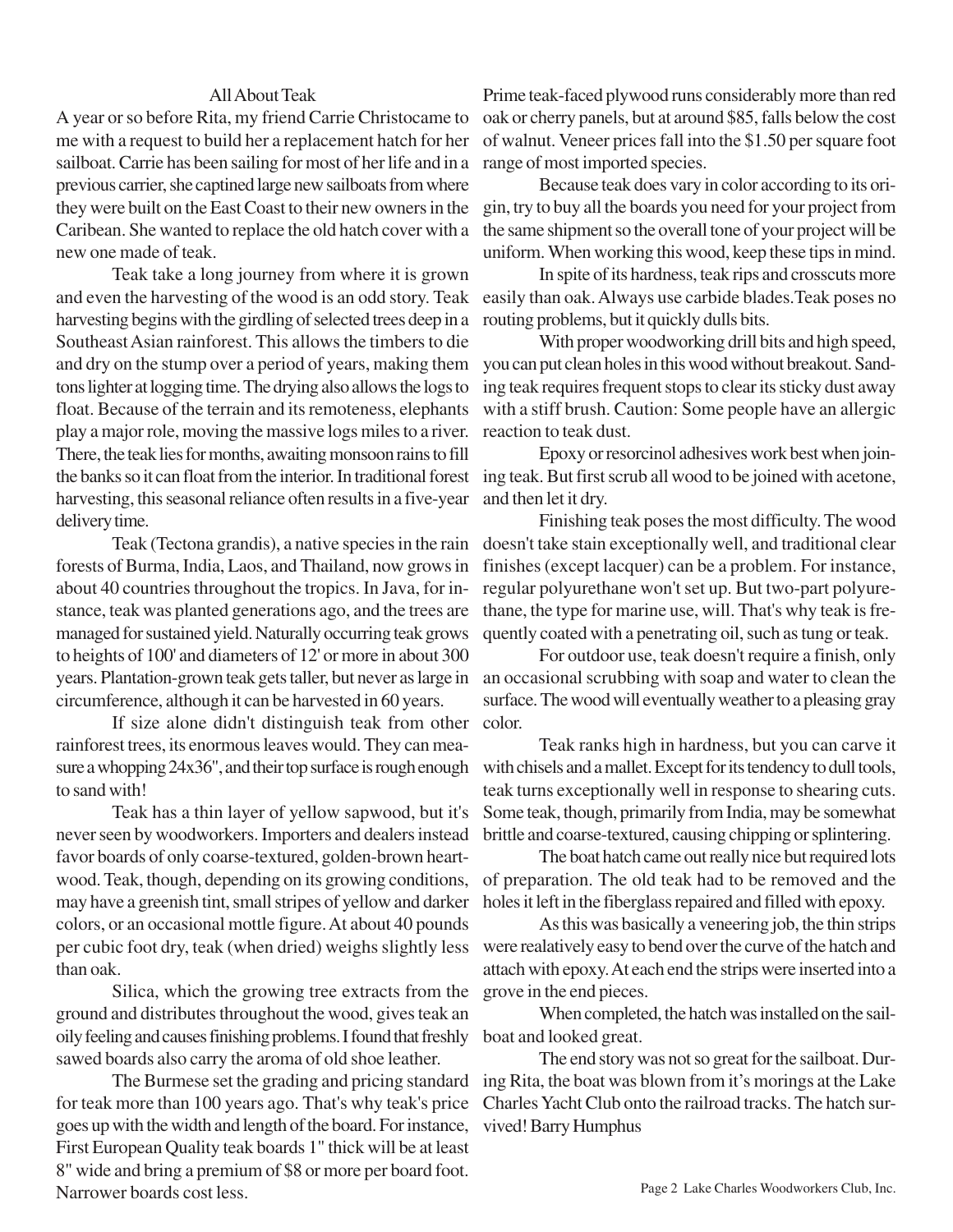## All About Teak

A year or so before Rita, my friend Carrie Christocame to me with a request to build her a replacement hatch for her sailboat. Carrie has been sailing for most of her life and in a previous carrier, she captined large new sailboats from where they were built on the East Coast to their new owners in the Caribean. She wanted to replace the old hatch cover with a new one made of teak.

Teak take a long journey from where it is grown and even the harvesting of the wood is an odd story. Teak harvesting begins with the girdling of selected trees deep in a Southeast Asian rainforest. This allows the timbers to die and dry on the stump over a period of years, making them tons lighter at logging time. The drying also allows the logs to float. Because of the terrain and its remoteness, elephants play a major role, moving the massive logs miles to a river. There, the teak lies for months, awaiting monsoon rains to fill the banks so it can float from the interior. In traditional forest harvesting, this seasonal reliance often results in a five-year delivery time.

Teak (Tectona grandis), a native species in the rain forests of Burma, India, Laos, and Thailand, now grows in about 40 countries throughout the tropics. In Java, for instance, teak was planted generations ago, and the trees are managed for sustained yield. Naturally occurring teak grows to heights of 100' and diameters of 12' or more in about 300 years. Plantation-grown teak gets taller, but never as large in circumference, although it can be harvested in 60 years.

If size alone didn't distinguish teak from other rainforest trees, its enormous leaves would. They can measure a whopping 24x36", and their top surface is rough enough to sand with!

Teak has a thin layer of yellow sapwood, but it's never seen by woodworkers. Importers and dealers instead favor boards of only coarse-textured, golden-brown heartwood. Teak, though, depending on its growing conditions, may have a greenish tint, small stripes of yellow and darker colors, or an occasional mottle figure. At about 40 pounds per cubic foot dry, teak (when dried) weighs slightly less than oak.

Silica, which the growing tree extracts from the ground and distributes throughout the wood, gives teak an oily feeling and causes finishing problems. I found that freshly sawed boards also carry the aroma of old shoe leather.

The Burmese set the grading and pricing standard for teak more than 100 years ago. That's why teak's price goes up with the width and length of the board. For instance, First European Quality teak boards 1" thick will be at least 8" wide and bring a premium of $8 or more per board foot. Narrower boards cost less.

Prime teak-faced plywood runs considerably more than red oak or cherry panels, but at around $85, falls below the cost of walnut. Veneer prices fall into the $1.50 per square foot range of most imported species.

Because teak does vary in color according to its origin, try to buy all the boards you need for your project from the same shipment so the overall tone of your project will be uniform. When working this wood, keep these tips in mind.

In spite of its hardness, teak rips and crosscuts more easily than oak. Always use carbide blades. Teak poses no routing problems, but it quickly dulls bits.

With proper woodworking drill bits and high speed, you can put clean holes in this wood without breakout. Sanding teak requires frequent stops to clear its sticky dust away with a stiff brush. Caution: Some people have an allergic reaction to teak dust.

Epoxy or resorcinol adhesives work best when joining teak. But first scrub all wood to be joined with acetone, and then let it dry.

Finishing teak poses the most difficulty. The wood doesn't take stain exceptionally well, and traditional clear finishes (except lacquer) can be a problem. For instance, regular polyurethane won't set up. But two-part polyurethane, the type for marine use, will. That's why teak is frequently coated with a penetrating oil, such as tung or teak.

For outdoor use, teak doesn't require a finish, only an occasional scrubbing with soap and water to clean the surface. The wood will eventually weather to a pleasing gray color.

Teak ranks high in hardness, but you can carve it with chisels and a mallet. Except for its tendency to dull tools, teak turns exceptionally well in response to shearing cuts. Some teak, though, primarily from India, may be somewhat brittle and coarse-textured, causing chipping or splintering.

The boat hatch came out really nice but required lots of preparation. The old teak had to be removed and the holes it left in the fiberglass repaired and filled with epoxy.

As this was basically a veneering job, the thin strips were realatively easy to bend over the curve of the hatch and attach with epoxy. At each end the strips were inserted into a grove in the end pieces.

When completed, the hatch was installed on the sailboat and looked great.

The end story was not so great for the sailboat. During Rita, the boat was blown from it's morings at the Lake Charles Yacht Club onto the railroad tracks. The hatch survived! Barry Humphus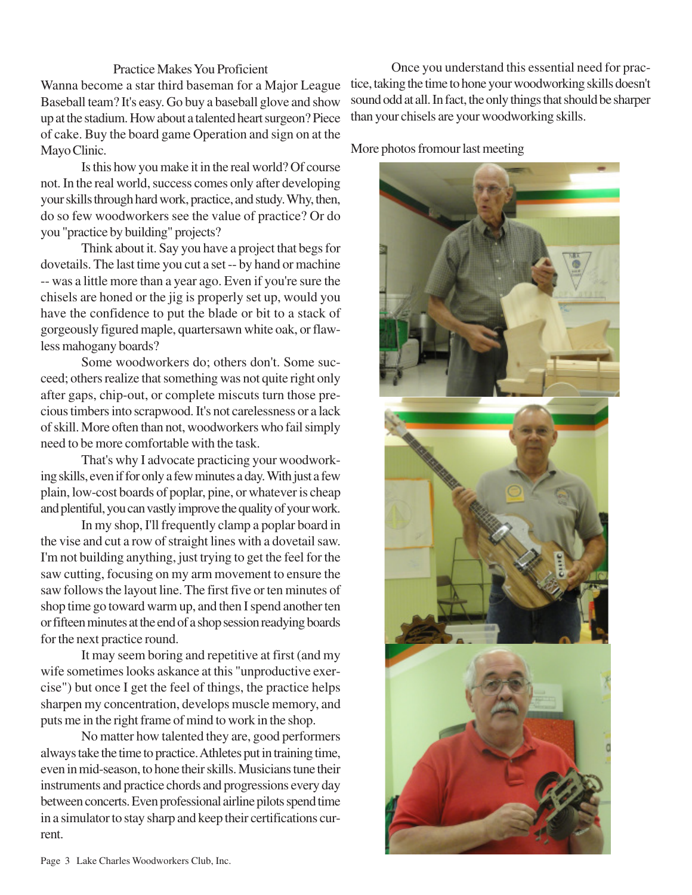## Practice Makes You Proficient

Wanna become a star third baseman for a Major League Baseball team? It's easy. Go buy a baseball glove and show up at the stadium. How about a talented heart surgeon? Piece of cake. Buy the board game Operation and sign on at the Mayo Clinic.

Is this how you make it in the real world? Of course not. In the real world, success comes only after developing your skills through hard work, practice, and study. Why, then, do so few woodworkers see the value of practice? Or do you "practice by building" projects?

Think about it. Say you have a project that begs for dovetails. The last time you cut a set -- by hand or machine -- was a little more than a year ago. Even if you're sure the chisels are honed or the jig is properly set up, would you have the confidence to put the blade or bit to a stack of gorgeously figured maple, quartersawn white oak, or flawless mahogany boards?

Some woodworkers do; others don't. Some succeed; others realize that something was not quite right only after gaps, chip-out, or complete miscuts turn those precious timbers into scrapwood. It's not carelessness or a lack of skill. More often than not, woodworkers who fail simply need to be more comfortable with the task.

That's why I advocate practicing your woodworking skills, even if for only a few minutes a day. With just a few plain, low-cost boards of poplar, pine, or whatever is cheap and plentiful, you can vastly improve the quality of your work.

In my shop, I'll frequently clamp a poplar board in the vise and cut a row of straight lines with a dovetail saw. I'm not building anything, just trying to get the feel for the saw cutting, focusing on my arm movement to ensure the saw follows the layout line. The first five or ten minutes of shop time go toward warm up, and then I spend another ten or fifteen minutes at the end of a shop session readying boards for the next practice round.

It may seem boring and repetitive at first (and my wife sometimes looks askance at this "unproductive exercise") but once I get the feel of things, the practice helps sharpen my concentration, develops muscle memory, and puts me in the right frame of mind to work in the shop.

No matter how talented they are, good performers always take the time to practice. Athletes put in training time, even in mid-season, to hone their skills. Musicians tune their instruments and practice chords and progressions every day between concerts. Even professional airline pilots spend time in a simulator to stay sharp and keep their certifications current.

Once you understand this essential need for practice, taking the time to hone your woodworking skills doesn't sound odd at all. In fact, the only things that should be sharper than your chisels are your woodworking skills.

More photos fromour last meeting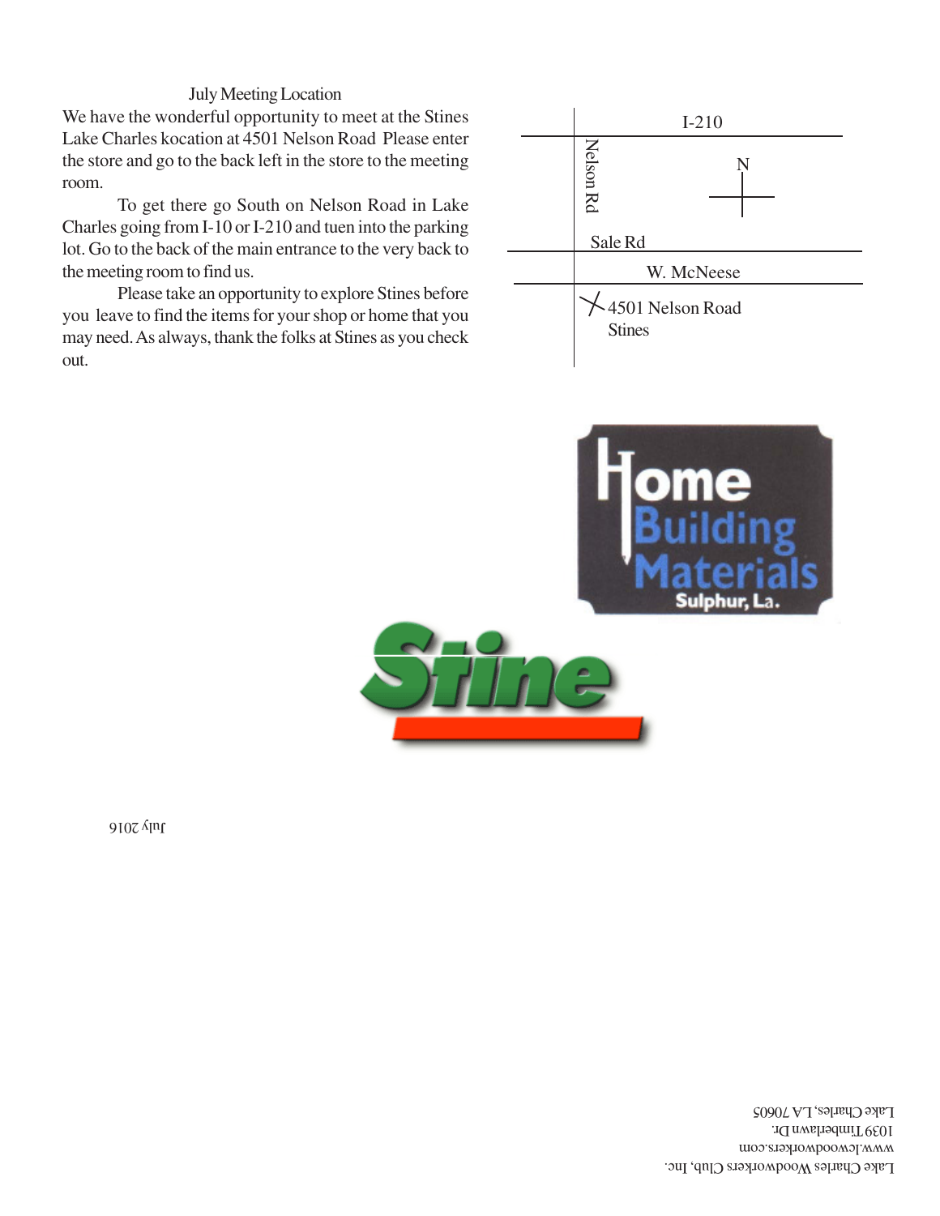## July Meeting Location

We have the wonderful opportunity to meet at the Stines Lake Charles kocation at 4501 Nelson Road Please enter the store and go to the back left in the store to the meeting room.

To get there go South on Nelson Road in Lake Charles going from I-10 or I-210 and tuen into the parking lot. Go to the back of the main entrance to the very back to the meeting room to find us.

Please take an opportunity to explore Stines before you leave to find the items for your shop or home that you may need. As always, thank the folks at Stines as you check out.

I-210

Nelson Rd

N

Sale Rd

W. McNeese

4501 Nelson Road
Stines

Home Building Materials
Sulphur, La.

Stine

July 2016

Lake Charles Woodworkers Club, Inc.
www.lcwoodworkers.com
1039 Timberlawn Dr.
Lake Charles, LA 70605